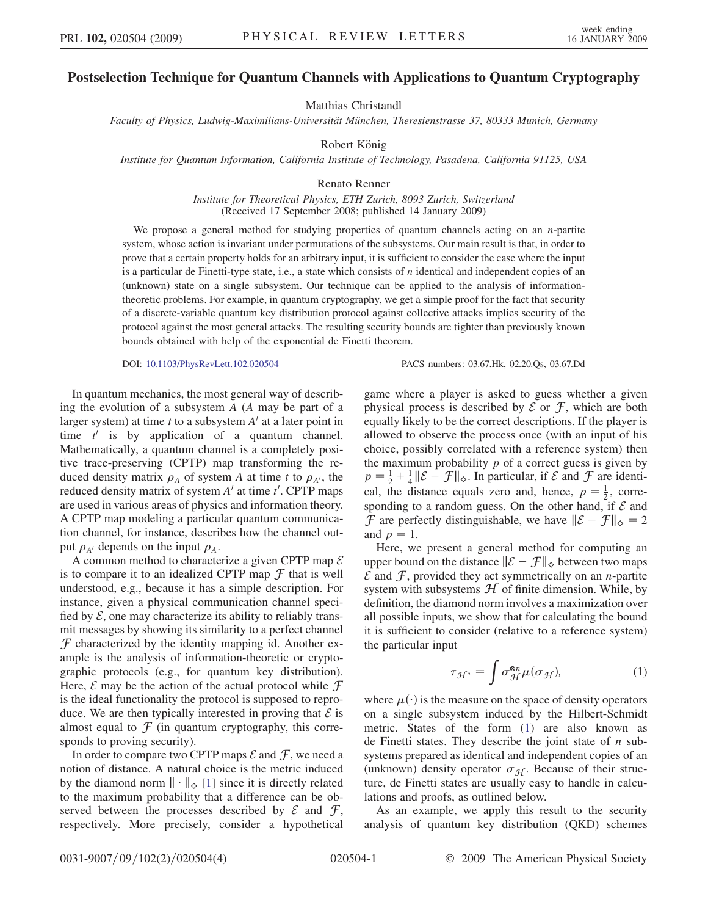# Postselection Technique for Quantum Channels with Applications to Quantum Cryptography

Matthias Christandl

*Faculty of Physics, Ludwig-Maximilians-Universität München, Theresienstrasse 37, 80333 Munich, Germany*

Robert König

*Institute for Quantum Information, California Institute of Technology, Pasadena, California 91125, USA*

Renato Renner

*Institute for Theoretical Physics, ETH Zurich, 8093 Zurich, Switzerland*
(Received 17 September 2008; published 14 January 2009)

We propose a general method for studying properties of quantum channels acting on an $n$-partite system, whose action is invariant under permutations of the subsystems. Our main result is that, in order to prove that a certain property holds for an arbitrary input, it is sufficient to consider the case where the input is a particular de Finetti-type state, i.e., a state which consists of $n$ identical and independent copies of an (unknown) state on a single subsystem. Our technique can be applied to the analysis of information-theoretic problems. For example, in quantum cryptography, we get a simple proof for the fact that security of a discrete-variable quantum key distribution protocol against collective attacks implies security of the protocol against the most general attacks. The resulting security bounds are tighter than previously known bounds obtained with help of the exponential de Finetti theorem.

DOI: 10.1103/PhysRevLett.102.020504 PACS numbers: 03.67.Hk, 02.20.Qs, 03.67.Dd

In quantum mechanics, the most general way of describing the evolution of a subsystem $A$ ($A$ may be part of a larger system) at time $t$ to a subsystem $A'$ at a later point in time $t'$ is by application of a quantum channel. Mathematically, a quantum channel is a completely positive trace-preserving (CPTP) map transforming the reduced density matrix $\rho_A$ of system $A$ at time $t$ to $\rho_{A'}$, the reduced density matrix of system $A'$ at time $t'$. CPTP maps are used in various areas of physics and information theory. A CPTP map modeling a particular quantum communication channel, for instance, describes how the channel output $\rho_{A'}$ depends on the input $\rho_A$.

A common method to characterize a given CPTP map $\mathcal{E}$ is to compare it to an idealized CPTP map $\mathcal{F}$ that is well understood, e.g., because it has a simple description. For instance, given a physical communication channel specified by $\mathcal{E}$, one may characterize its ability to reliably transmit messages by showing its similarity to a perfect channel $\mathcal{F}$ characterized by the identity mapping id. Another example is the analysis of information-theoretic or cryptographic protocols (e.g., for quantum key distribution). Here, $\mathcal{E}$ may be the action of the actual protocol while $\mathcal{F}$ is the ideal functionality the protocol is supposed to reproduce. We are then typically interested in proving that $\mathcal{E}$ is almost equal to $\mathcal{F}$ (in quantum cryptography, this corresponds to proving security).

In order to compare two CPTP maps $\mathcal{E}$ and $\mathcal{F}$, we need a notion of distance. A natural choice is the metric induced by the diamond norm $\|\cdot\|_\diamond$ [1] since it is directly related to the maximum probability that a difference can be observed between the processes described by $\mathcal{E}$ and $\mathcal{F}$, respectively. More precisely, consider a hypothetical game where a player is asked to guess whether a given physical process is described by $\mathcal{E}$ or $\mathcal{F}$, which are both equally likely to be the correct descriptions. If the player is allowed to observe the process once (with an input of his choice, possibly correlated with a reference system) then the maximum probability $p$ of a correct guess is given by $p = \frac{1}{2} + \frac{1}{4}\|\mathcal{E} - \mathcal{F}\|_\diamond$. In particular, if $\mathcal{E}$ and $\mathcal{F}$ are identical, the distance equals zero and, hence, $p = \frac{1}{2}$, corresponding to a random guess. On the other hand, if $\mathcal{E}$ and $\mathcal{F}$ are perfectly distinguishable, we have $\|\mathcal{E} - \mathcal{F}\|_\diamond = 2$ and $p = 1$.

Here, we present a general method for computing an upper bound on the distance $\|\mathcal{E} - \mathcal{F}\|_\diamond$ between two maps $\mathcal{E}$ and $\mathcal{F}$, provided they act symmetrically on an $n$-partite system with subsystems $\mathcal{H}$ of finite dimension. While, by definition, the diamond norm involves a maximization over all possible inputs, we show that for calculating the bound it is sufficient to consider (relative to a reference system) the particular input

$$\tau_{\mathcal{H}^n} = \int \sigma_{\mathcal{H}}^{\otimes n} \mu(\sigma_{\mathcal{H}}), \tag{1}$$

where $\mu(\cdot)$ is the measure on the space of density operators on a single subsystem induced by the Hilbert-Schmidt metric. States of the form (1) are also known as de Finetti states. They describe the joint state of $n$ subsystems prepared as identical and independent copies of an (unknown) density operator $\sigma_{\mathcal{H}}$. Because of their structure, de Finetti states are usually easy to handle in calculations and proofs, as outlined below.

As an example, we apply this result to the security analysis of quantum key distribution (QKD) schemes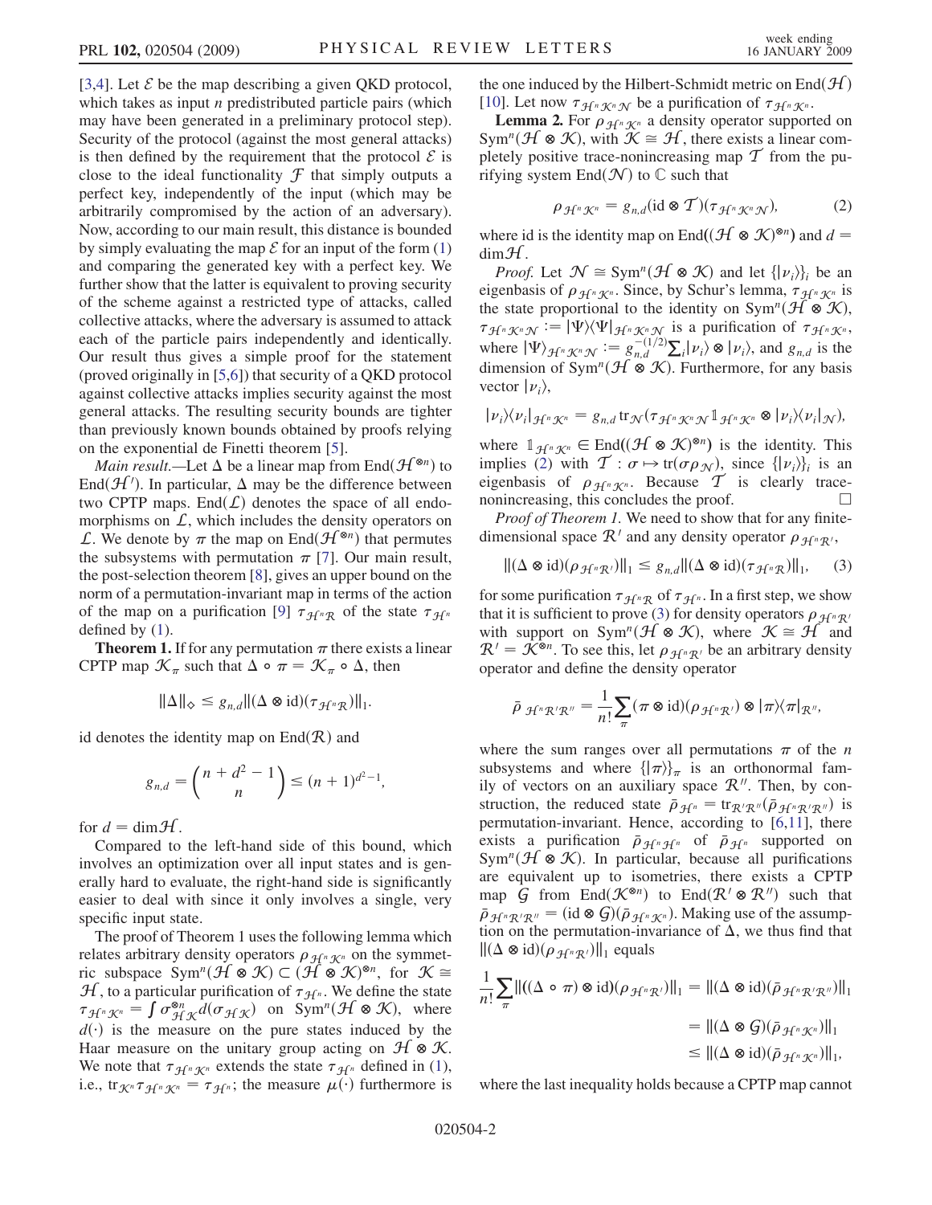[3,4]. Let $\mathcal{E}$ be the map describing a given QKD protocol, which takes as input $n$ predistributed particle pairs (which may have been generated in a preliminary protocol step). Security of the protocol (against the most general attacks) is then defined by the requirement that the protocol $\mathcal{E}$ is close to the ideal functionality $\mathcal{F}$ that simply outputs a perfect key, independently of the input (which may be arbitrarily compromised by the action of an adversary). Now, according to our main result, this distance is bounded by simply evaluating the map $\mathcal{E}$ for an input of the form (1) and comparing the generated key with a perfect key. We further show that the latter is equivalent to proving security of the scheme against a restricted type of attacks, called collective attacks, where the adversary is assumed to attack each of the particle pairs independently and identically. Our result thus gives a simple proof for the statement (proved originally in [5,6]) that security of a QKD protocol against collective attacks implies security against the most general attacks. The resulting security bounds are tighter than previously known bounds obtained by proofs relying on the exponential de Finetti theorem [5].

*Main result.*—Let $\Delta$ be a linear map from $\mathrm{End}(\mathcal{H}^{\otimes n})$ to $\mathrm{End}(\mathcal{H}')$. In particular, $\Delta$ may be the difference between two CPTP maps. $\mathrm{End}(\mathcal{L})$ denotes the space of all endomorphisms on $\mathcal{L}$, which includes the density operators on $\mathcal{L}$. We denote by $\pi$ the map on $\mathrm{End}(\mathcal{H}^{\otimes n})$ that permutes the subsystems with permutation $\pi$ [7]. Our main result, the post-selection theorem [8], gives an upper bound on the norm of a permutation-invariant map in terms of the action of the map on a purification [9] $\tau_{\mathcal{H}^n\mathcal{R}}$ of the state $\tau_{\mathcal{H}^n}$ defined by (1).

**Theorem 1.** If for any permutation $\pi$ there exists a linear CPTP map $\mathcal{K}_\pi$ such that $\Delta \circ \pi = \mathcal{K}_\pi \circ \Delta$, then

$$\|\Delta\|_\diamond \leq g_{n,d}\|(\Delta \otimes \mathrm{id})(\tau_{\mathcal{H}^n\mathcal{R}})\|_1.$$

id denotes the identity map on $\mathrm{End}(\mathcal{R})$ and

$$g_{n,d} = \binom{n+d^2-1}{n} \leq (n+1)^{d^2-1},$$

for $d = \dim\mathcal{H}$.

Compared to the left-hand side of this bound, which involves an optimization over all input states and is generally hard to evaluate, the right-hand side is significantly easier to deal with since it only involves a single, very specific input state.

The proof of Theorem 1 uses the following lemma which relates arbitrary density operators $\rho_{\mathcal{H}^n\mathcal{K}^n}$ on the symmetric subspace $\mathrm{Sym}^n(\mathcal{H}\otimes\mathcal{K}) \subset (\mathcal{H}\otimes\mathcal{K})^{\otimes n}$, for $\mathcal{K} \cong \mathcal{H}$, to a particular purification of $\tau_{\mathcal{H}^n}$. We define the state $\tau_{\mathcal{H}^n\mathcal{K}^n} = \int \sigma_{\mathcal{H}\mathcal{K}}^{\otimes n} d(\sigma_{\mathcal{H}\mathcal{K}})$ on $\mathrm{Sym}^n(\mathcal{H}\otimes\mathcal{K})$, where $d(\cdot)$ is the measure on the pure states induced by the Haar measure on the unitary group acting on $\mathcal{H}\otimes\mathcal{K}$. We note that $\tau_{\mathcal{H}^n\mathcal{K}^n}$ extends the state $\tau_{\mathcal{H}^n}$ defined in (1), i.e., $\mathrm{tr}_{\mathcal{K}^n}\tau_{\mathcal{H}^n\mathcal{K}^n} = \tau_{\mathcal{H}^n}$; the measure $\mu(\cdot)$ furthermore is the one induced by the Hilbert-Schmidt metric on $\mathrm{End}(\mathcal{H})$ [10]. Let now $\tau_{\mathcal{H}^n\mathcal{K}^n\mathcal{N}}$ be a purification of $\tau_{\mathcal{H}^n\mathcal{K}^n}$.

**Lemma 2.** For $\rho_{\mathcal{H}^n\mathcal{K}^n}$ a density operator supported on $\mathrm{Sym}^n(\mathcal{H}\otimes\mathcal{K})$, with $\mathcal{K}\cong\mathcal{H}$, there exists a linear completely positive trace-nonincreasing map $\mathcal{T}$ from the purifying system $\mathrm{End}(\mathcal{N})$ to $\mathbb{C}$ such that

$$\rho_{\mathcal{H}^n\mathcal{K}^n} = g_{n,d}(\mathrm{id}\otimes\mathcal{T})(\tau_{\mathcal{H}^n\mathcal{K}^n\mathcal{N}}), \tag{2}$$

where id is the identity map on $\mathrm{End}((\mathcal{H}\otimes\mathcal{K})^{\otimes n})$ and $d = \dim\mathcal{H}$.

*Proof.* Let $\mathcal{N}\cong\mathrm{Sym}^n(\mathcal{H}\otimes\mathcal{K})$ and let $\{|\nu_i\rangle\}_i$ be an eigenbasis of $\rho_{\mathcal{H}^n\mathcal{K}^n}$. Since, by Schur's lemma, $\tau_{\mathcal{H}^n\mathcal{K}^n}$ is the state proportional to the identity on $\mathrm{Sym}^n(\mathcal{H}\otimes\mathcal{K})$, $\tau_{\mathcal{H}^n\mathcal{K}^n\mathcal{N}} := |\Psi\rangle\langle\Psi|_{\mathcal{H}^n\mathcal{K}^n\mathcal{N}}$ is a purification of $\tau_{\mathcal{H}^n\mathcal{K}^n}$, where $|\Psi\rangle_{\mathcal{H}^n\mathcal{K}^n\mathcal{N}} := g_{n,d}^{-(1/2)}\sum_i|\nu_i\rangle\otimes|\nu_i\rangle$, and $g_{n,d}$ is the dimension of $\mathrm{Sym}^n(\mathcal{H}\otimes\mathcal{K})$. Furthermore, for any basis vector $|\nu_i\rangle$,

$$|\nu_i\rangle\langle\nu_i|_{\mathcal{H}^n\mathcal{K}^n} = g_{n,d}\,\mathrm{tr}_{\mathcal{N}}(\tau_{\mathcal{H}^n\mathcal{K}^n\mathcal{N}}\mathbb{1}_{\mathcal{H}^n\mathcal{K}^n}\otimes|\nu_i\rangle\langle\nu_i|_{\mathcal{N}}),$$

where $\mathbb{1}_{\mathcal{H}^n\mathcal{K}^n}\in\mathrm{End}((\mathcal{H}\otimes\mathcal{K})^{\otimes n})$ is the identity. This implies (2) with $\mathcal{T}: \sigma\mapsto\mathrm{tr}(\sigma\rho_{\mathcal{N}})$, since $\{|\nu_i\rangle\}_i$ is an eigenbasis of $\rho_{\mathcal{H}^n\mathcal{K}^n}$. Because $\mathcal{T}$ is clearly trace-nonincreasing, this concludes the proof. □

*Proof of Theorem 1.* We need to show that for any finite-dimensional space $\mathcal{R}'$ and any density operator $\rho_{\mathcal{H}^n\mathcal{R}'}$,

$$\|(\Delta\otimes\mathrm{id})(\rho_{\mathcal{H}^n\mathcal{R}'})\|_1 \leq g_{n,d}\|(\Delta\otimes\mathrm{id})(\tau_{\mathcal{H}^n\mathcal{R}})\|_1, \tag{3}$$

for some purification $\tau_{\mathcal{H}^n\mathcal{R}}$ of $\tau_{\mathcal{H}^n}$. In a first step, we show that it is sufficient to prove (3) for density operators $\rho_{\mathcal{H}^n\mathcal{R}'}$ with support on $\mathrm{Sym}^n(\mathcal{H}\otimes\mathcal{K})$, where $\mathcal{K}\cong\mathcal{H}$ and $\mathcal{R}' = \mathcal{K}^{\otimes n}$. To see this, let $\rho_{\mathcal{H}^n\mathcal{R}'}$ be an arbitrary density operator and define the density operator

$$\bar{\rho}_{\mathcal{H}^n\mathcal{R}'\mathcal{R}''} = \frac{1}{n!}\sum_\pi(\pi\otimes\mathrm{id})(\rho_{\mathcal{H}^n\mathcal{R}'})\otimes|\pi\rangle\langle\pi|_{\mathcal{R}''},$$

where the sum ranges over all permutations $\pi$ of the $n$ subsystems and where $\{|\pi\rangle\}_\pi$ is an orthonormal family of vectors on an auxiliary space $\mathcal{R}''$. Then, by construction, the reduced state $\bar{\rho}_{\mathcal{H}^n} = \mathrm{tr}_{\mathcal{R}'\mathcal{R}''}(\bar{\rho}_{\mathcal{H}^n\mathcal{R}'\mathcal{R}''})$ is permutation-invariant. Hence, according to [6,11], there exists a purification $\bar{\rho}_{\mathcal{H}^n\mathcal{H}^n}$ of $\bar{\rho}_{\mathcal{H}^n}$ supported on $\mathrm{Sym}^n(\mathcal{H}\otimes\mathcal{K})$. In particular, because all purifications are equivalent up to isometries, there exists a CPTP map $\mathcal{G}$ from $\mathrm{End}(\mathcal{K}^{\otimes n})$ to $\mathrm{End}(\mathcal{R}'\otimes\mathcal{R}'')$ such that $\bar{\rho}_{\mathcal{H}^n\mathcal{R}'\mathcal{R}''} = (\mathrm{id}\otimes\mathcal{G})(\bar{\rho}_{\mathcal{H}^n\mathcal{K}^n})$. Making use of the assumption on the permutation-invariance of $\Delta$, we thus find that $\|(\Delta\otimes\mathrm{id})(\rho_{\mathcal{H}^n\mathcal{R}'})\|_1$ equals

$$\begin{aligned}\frac{1}{n!}\sum_\pi\|((\Delta\circ\pi)\otimes\mathrm{id})(\rho_{\mathcal{H}^n\mathcal{R}'})\|_1 &= \|(\Delta\otimes\mathrm{id})(\bar{\rho}_{\mathcal{H}^n\mathcal{R}'\mathcal{R}''})\|_1 \\ &= \|(\Delta\otimes\mathcal{G})(\bar{\rho}_{\mathcal{H}^n\mathcal{K}^n})\|_1 \\ &\leq \|(\Delta\otimes\mathrm{id})(\bar{\rho}_{\mathcal{H}^n\mathcal{K}^n})\|_1,\end{aligned}$$

where the last inequality holds because a CPTP map cannot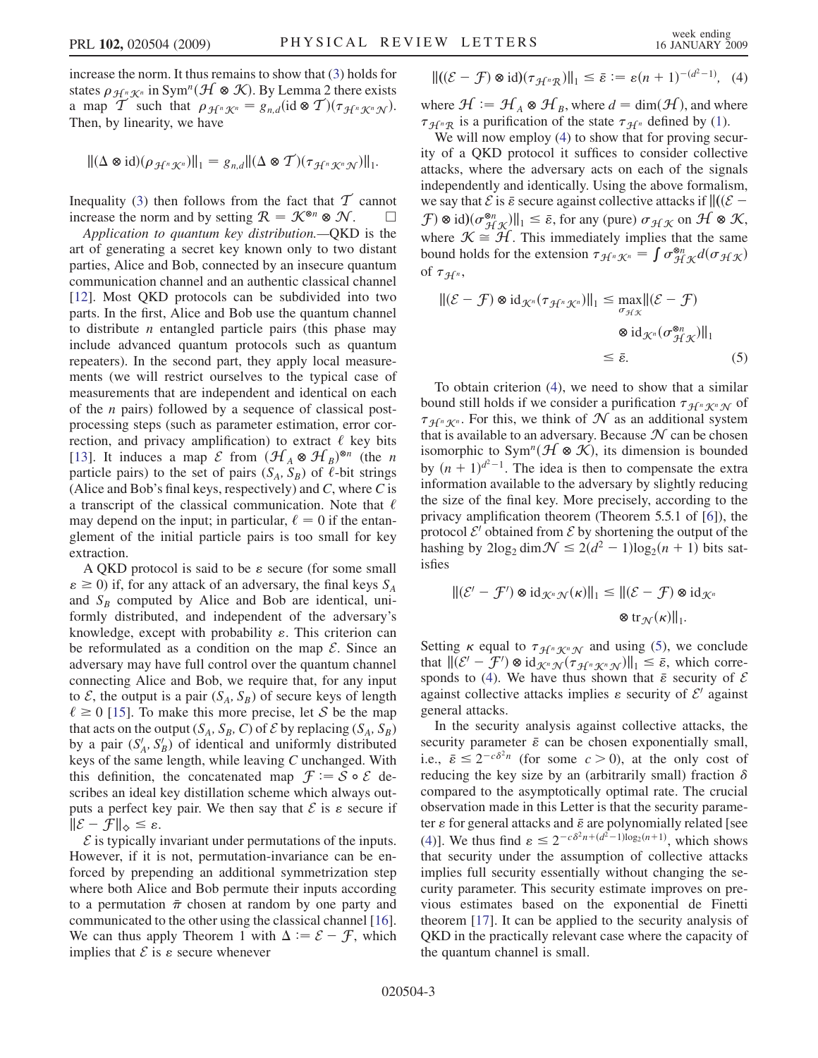increase the norm. It thus remains to show that (3) holds for states $\rho_{\mathcal{H}^n\mathcal{K}^n}$ in $\mathrm{Sym}^n(\mathcal{H}\otimes\mathcal{K})$. By Lemma 2 there exists a map $\mathcal{T}$ such that $\rho_{\mathcal{H}^n\mathcal{K}^n} = g_{n,d}(\mathrm{id}\otimes\mathcal{T})(\tau_{\mathcal{H}^n\mathcal{K}^n\mathcal{N}})$. Then, by linearity, we have

$$\|(\Delta\otimes\mathrm{id})(\rho_{\mathcal{H}^n\mathcal{K}^n})\|_1 = g_{n,d}\|(\Delta\otimes\mathcal{T})(\tau_{\mathcal{H}^n\mathcal{K}^n\mathcal{N}})\|_1.$$

Inequality (3) then follows from the fact that $\mathcal{T}$ cannot increase the norm and by setting $\mathcal{R} = \mathcal{K}^{\otimes n}\otimes\mathcal{N}$. $\square$

*Application to quantum key distribution.*—QKD is the art of generating a secret key known only to two distant parties, Alice and Bob, connected by an insecure quantum communication channel and an authentic classical channel [12]. Most QKD protocols can be subdivided into two parts. In the first, Alice and Bob use the quantum channel to distribute $n$ entangled particle pairs (this phase may include advanced quantum protocols such as quantum repeaters). In the second part, they apply local measurements (we will restrict ourselves to the typical case of measurements that are independent and identical on each of the $n$ pairs) followed by a sequence of classical post-processing steps (such as parameter estimation, error correction, and privacy amplification) to extract $\ell$ key bits [13]. It induces a map $\mathcal{E}$ from $(\mathcal{H}_A\otimes\mathcal{H}_B)^{\otimes n}$ (the $n$ particle pairs) to the set of pairs $(S_A, S_B)$ of $\ell$-bit strings (Alice and Bob's final keys, respectively) and $C$, where $C$ is a transcript of the classical communication. Note that $\ell$ may depend on the input; in particular, $\ell = 0$ if the entanglement of the initial particle pairs is too small for key extraction.

A QKD protocol is said to be $\varepsilon$ secure (for some small $\varepsilon \geq 0$) if, for any attack of an adversary, the final keys $S_A$ and $S_B$ computed by Alice and Bob are identical, uniformly distributed, and independent of the adversary's knowledge, except with probability $\varepsilon$. This criterion can be reformulated as a condition on the map $\mathcal{E}$. Since an adversary may have full control over the quantum channel connecting Alice and Bob, we require that, for any input to $\mathcal{E}$, the output is a pair $(S_A, S_B)$ of secure keys of length $\ell \geq 0$ [15]. To make this more precise, let $\mathcal{S}$ be the map that acts on the output $(S_A, S_B, C)$ of $\mathcal{E}$ by replacing $(S_A, S_B)$ by a pair $(S'_A, S'_B)$ of identical and uniformly distributed keys of the same length, while leaving $C$ unchanged. With this definition, the concatenated map $\mathcal{F} := \mathcal{S}\circ\mathcal{E}$ describes an ideal key distillation scheme which always outputs a perfect key pair. We then say that $\mathcal{E}$ is $\varepsilon$ secure if $\|\mathcal{E}-\mathcal{F}\|_\diamond \leq \varepsilon$.

$\mathcal{E}$ is typically invariant under permutations of the inputs. However, if it is not, permutation-invariance can be enforced by prepending an additional symmetrization step where both Alice and Bob permute their inputs according to a permutation $\bar{\pi}$ chosen at random by one party and communicated to the other using the classical channel [16]. We can thus apply Theorem 1 with $\Delta := \mathcal{E}-\mathcal{F}$, which implies that $\mathcal{E}$ is $\varepsilon$ secure whenever

$$\|((\mathcal{E}-\mathcal{F})\otimes\mathrm{id})(\tau_{\mathcal{H}^n\mathcal{R}})\|_1 \leq \bar{\varepsilon} := \varepsilon(n+1)^{-(d^2-1)}, \quad (4)$$

where $\mathcal{H} := \mathcal{H}_A\otimes\mathcal{H}_B$, where $d = \dim(\mathcal{H})$, and where $\tau_{\mathcal{H}^n\mathcal{R}}$ is a purification of the state $\tau_{\mathcal{H}^n}$ defined by (1).

We will now employ (4) to show that for proving security of a QKD protocol it suffices to consider collective attacks, where the adversary acts on each of the signals independently and identically. Using the above formalism, we say that $\mathcal{E}$ is $\bar{\varepsilon}$ secure against collective attacks if $\|((\mathcal{E}-\mathcal{F})\otimes\mathrm{id})(\sigma_{\mathcal{H}\mathcal{K}}^{\otimes n})\|_1 \leq \bar{\varepsilon}$, for any (pure) $\sigma_{\mathcal{H}\mathcal{K}}$ on $\mathcal{H}\otimes\mathcal{K}$, where $\mathcal{K}\cong\mathcal{H}$. This immediately implies that the same bound holds for the extension $\tau_{\mathcal{H}^n\mathcal{K}^n} = \int \sigma_{\mathcal{H}\mathcal{K}}^{\otimes n} d(\sigma_{\mathcal{H}\mathcal{K}})$ of $\tau_{\mathcal{H}^n}$,

$$\begin{aligned}\|(\mathcal{E}-\mathcal{F})\otimes\mathrm{id}_{\mathcal{K}^n}(\tau_{\mathcal{H}^n\mathcal{K}^n})\|_1 &\leq \max_{\sigma_{\mathcal{H}\mathcal{K}}}\|(\mathcal{E}-\mathcal{F})\otimes\mathrm{id}_{\mathcal{K}^n}(\sigma_{\mathcal{H}\mathcal{K}}^{\otimes n})\|_1 \\ &\leq \bar{\varepsilon}. \end{aligned} \quad (5)$$

To obtain criterion (4), we need to show that a similar bound still holds if we consider a purification $\tau_{\mathcal{H}^n\mathcal{K}^n\mathcal{N}}$ of $\tau_{\mathcal{H}^n\mathcal{K}^n}$. For this, we think of $\mathcal{N}$ as an additional system that is available to an adversary. Because $\mathcal{N}$ can be chosen isomorphic to $\mathrm{Sym}^n(\mathcal{H}\otimes\mathcal{K})$, its dimension is bounded by $(n+1)^{d^2-1}$. The idea is then to compensate the extra information available to the adversary by slightly reducing the size of the final key. More precisely, according to the privacy amplification theorem (Theorem 5.5.1 of [6]), the protocol $\mathcal{E}'$ obtained from $\mathcal{E}$ by shortening the output of the hashing by $2\log_2\dim\mathcal{N} \leq 2(d^2-1)\log_2(n+1)$ bits satisfies

$$\|(\mathcal{E}'-\mathcal{F}')\otimes\mathrm{id}_{\mathcal{K}^n\mathcal{N}}(\kappa)\|_1 \leq \|(\mathcal{E}-\mathcal{F})\otimes\mathrm{id}_{\mathcal{K}^n}\otimes\mathrm{tr}_{\mathcal{N}}(\kappa)\|_1.$$

Setting $\kappa$ equal to $\tau_{\mathcal{H}^n\mathcal{K}^n\mathcal{N}}$ and using (5), we conclude that $\|(\mathcal{E}'-\mathcal{F}')\otimes\mathrm{id}_{\mathcal{K}^n\mathcal{N}}(\tau_{\mathcal{H}^n\mathcal{K}^n\mathcal{N}})\|_1 \leq \bar{\varepsilon}$, which corresponds to (4). We have thus shown that $\bar{\varepsilon}$ security of $\mathcal{E}$ against collective attacks implies $\varepsilon$ security of $\mathcal{E}'$ against general attacks.

In the security analysis against collective attacks, the security parameter $\bar{\varepsilon}$ can be chosen exponentially small, i.e., $\bar{\varepsilon} \leq 2^{-c\delta^2 n}$ (for some $c > 0$), at the only cost of reducing the key size by an (arbitrarily small) fraction $\delta$ compared to the asymptotically optimal rate. The crucial observation made in this Letter is that the security parameter $\varepsilon$ for general attacks and $\bar{\varepsilon}$ are polynomially related [see (4)]. We thus find $\varepsilon \leq 2^{-c\delta^2 n + (d^2-1)\log_2(n+1)}$, which shows that security under the assumption of collective attacks implies full security essentially without changing the security parameter. This security estimate improves on previous estimates based on the exponential de Finetti theorem [17]. It can be applied to the security analysis of QKD in the practically relevant case where the capacity of the quantum channel is small.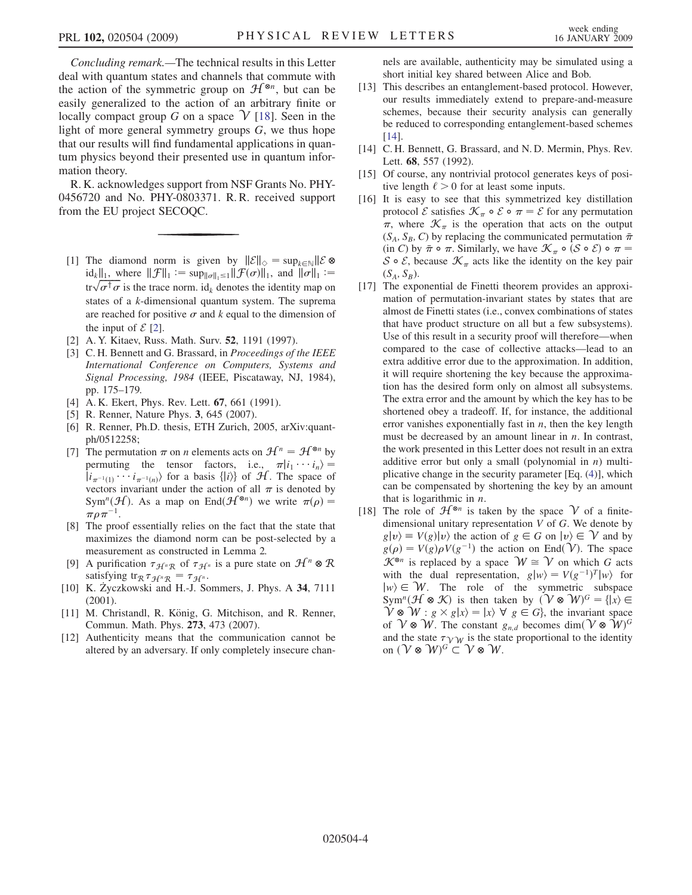*Concluding remark.*—The technical results in this Letter deal with quantum states and channels that commute with the action of the symmetric group on $\mathcal{H}^{\otimes n}$, but can be easily generalized to the action of an arbitrary finite or locally compact group $G$ on a space $\mathcal{V}$ [18]. Seen in the light of more general symmetry groups $G$, we thus hope that our results will find fundamental applications in quantum physics beyond their presented use in quantum information theory.

R. K. acknowledges support from NSF Grants No. PHY-0456720 and No. PHY-0803371. R. R. received support from the EU project SECOQC.

---

[1] The diamond norm is given by $\|\mathcal{E}\|_\diamond = \sup_{k\in\mathbb{N}}\|\mathcal{E}\otimes \mathrm{id}_k\|_1$, where $\|\mathcal{F}\|_1 := \sup_{\|\sigma\|_1\leq 1}\|\mathcal{F}(\sigma)\|_1$, and $\|\sigma\|_1 := \mathrm{tr}\sqrt{\sigma^\dagger\sigma}$ is the trace norm. $\mathrm{id}_k$ denotes the identity map on states of a $k$-dimensional quantum system. The suprema are reached for positive $\sigma$ and $k$ equal to the dimension of the input of $\mathcal{E}$ [2].

[2] A. Y. Kitaev, Russ. Math. Surv. **52**, 1191 (1997).

[3] C. H. Bennett and G. Brassard, in *Proceedings of the IEEE International Conference on Computers, Systems and Signal Processing, 1984* (IEEE, Piscataway, NJ, 1984), pp. 175–179.

[4] A. K. Ekert, Phys. Rev. Lett. **67**, 661 (1991).

[5] R. Renner, Nature Phys. **3**, 645 (2007).

[6] R. Renner, Ph.D. thesis, ETH Zurich, 2005, arXiv:quant-ph/0512258;

[7] The permutation $\pi$ on $n$ elements acts on $\mathcal{H}^n = \mathcal{H}^{\otimes n}$ by permuting the tensor factors, i.e., $\pi|i_1\cdots i_n\rangle = |i_{\pi^{-1}(1)}\cdots i_{\pi^{-1}(n)}\rangle$ for a basis $\{|i\rangle\}$ of $\mathcal{H}$. The space of vectors invariant under the action of all $\pi$ is denoted by $\mathrm{Sym}^n(\mathcal{H})$. As a map on $\mathrm{End}(\mathcal{H}^{\otimes n})$ we write $\pi(\rho) = \pi\rho\pi^{-1}$.

[8] The proof essentially relies on the fact that the state that maximizes the diamond norm can be post-selected by a measurement as constructed in Lemma 2.

[9] A purification $\tau_{\mathcal{H}^n\mathcal{R}}$ of $\tau_{\mathcal{H}^n}$ is a pure state on $\mathcal{H}^n\otimes\mathcal{R}$ satisfying $\mathrm{tr}_{\mathcal{R}}\tau_{\mathcal{H}^n\mathcal{R}} = \tau_{\mathcal{H}^n}$.

[10] K. Życzkowski and H.-J. Sommers, J. Phys. A **34**, 7111 (2001).

[11] M. Christandl, R. König, G. Mitchison, and R. Renner, Commun. Math. Phys. **273**, 473 (2007).

[12] Authenticity means that the communication cannot be altered by an adversary. If only completely insecure channels are available, authenticity may be simulated using a short initial key shared between Alice and Bob.

[13] This describes an entanglement-based protocol. However, our results immediately extend to prepare-and-measure schemes, because their security analysis can generally be reduced to corresponding entanglement-based schemes [14].

[14] C. H. Bennett, G. Brassard, and N. D. Mermin, Phys. Rev. Lett. **68**, 557 (1992).

[15] Of course, any nontrivial protocol generates keys of positive length $\ell > 0$ for at least some inputs.

[16] It is easy to see that this symmetrized key distillation protocol $\mathcal{E}$ satisfies $\mathcal{K}_\pi\circ\mathcal{E}\circ\pi = \mathcal{E}$ for any permutation $\pi$, where $\mathcal{K}_\pi$ is the operation that acts on the output $(S_A, S_B, C)$ by replacing the communicated permutation $\bar{\pi}$ (in $C$) by $\bar{\pi}\circ\pi$. Similarly, we have $\mathcal{K}_\pi\circ(\mathcal{S}\circ\mathcal{E})\circ\pi = \mathcal{S}\circ\mathcal{E}$, because $\mathcal{K}_\pi$ acts like the identity on the key pair $(S_A, S_B)$.

[17] The exponential de Finetti theorem provides an approximation of permutation-invariant states by states that are almost de Finetti states (i.e., convex combinations of states that have product structure on all but a few subsystems). Use of this result in a security proof will therefore—when compared to the case of collective attacks—lead to an extra additive error due to the approximation. In addition, it will require shortening the key because the approximation has the desired form only on almost all subsystems. The extra error and the amount by which the key has to be shortened obey a tradeoff. If, for instance, the additional error vanishes exponentially fast in $n$, then the key length must be decreased by an amount linear in $n$. In contrast, the work presented in this Letter does not result in an extra additive error but only a small (polynomial in $n$) multiplicative change in the security parameter [Eq. (4)], which can be compensated by shortening the key by an amount that is logarithmic in $n$.

[18] The role of $\mathcal{H}^{\otimes n}$ is taken by the space $\mathcal{V}$ of a finite-dimensional unitary representation $V$ of $G$. We denote by $g|v\rangle \equiv V(g)|v\rangle$ the action of $g\in G$ on $|v\rangle\in\mathcal{V}$ and by $g(\rho) = V(g)\rho V(g^{-1})$ the action on $\mathrm{End}(\mathcal{V})$. The space $\mathcal{K}^{\otimes n}$ is replaced by a space $\mathcal{W}\cong\mathcal{V}$ on which $G$ acts with the dual representation, $g|w\rangle = V(g^{-1})^T|w\rangle$ for $|w\rangle\in\mathcal{W}$. The role of the symmetric subspace $\mathrm{Sym}^n(\mathcal{H}\otimes\mathcal{K})$ is then taken by $(\mathcal{V}\otimes\mathcal{W})^G = \{|x\rangle\in\mathcal{V}\otimes\mathcal{W} : g\times g|x\rangle = |x\rangle\ \forall\ g\in G\}$, the invariant space of $\mathcal{V}\otimes\mathcal{W}$. The constant $g_{n,d}$ becomes $\dim(\mathcal{V}\otimes\mathcal{W})^G$ and the state $\tau_{\mathcal{V}\mathcal{W}}$ is the state proportional to the identity on $(\mathcal{V}\otimes\mathcal{W})^G\subset\mathcal{V}\otimes\mathcal{W}$.